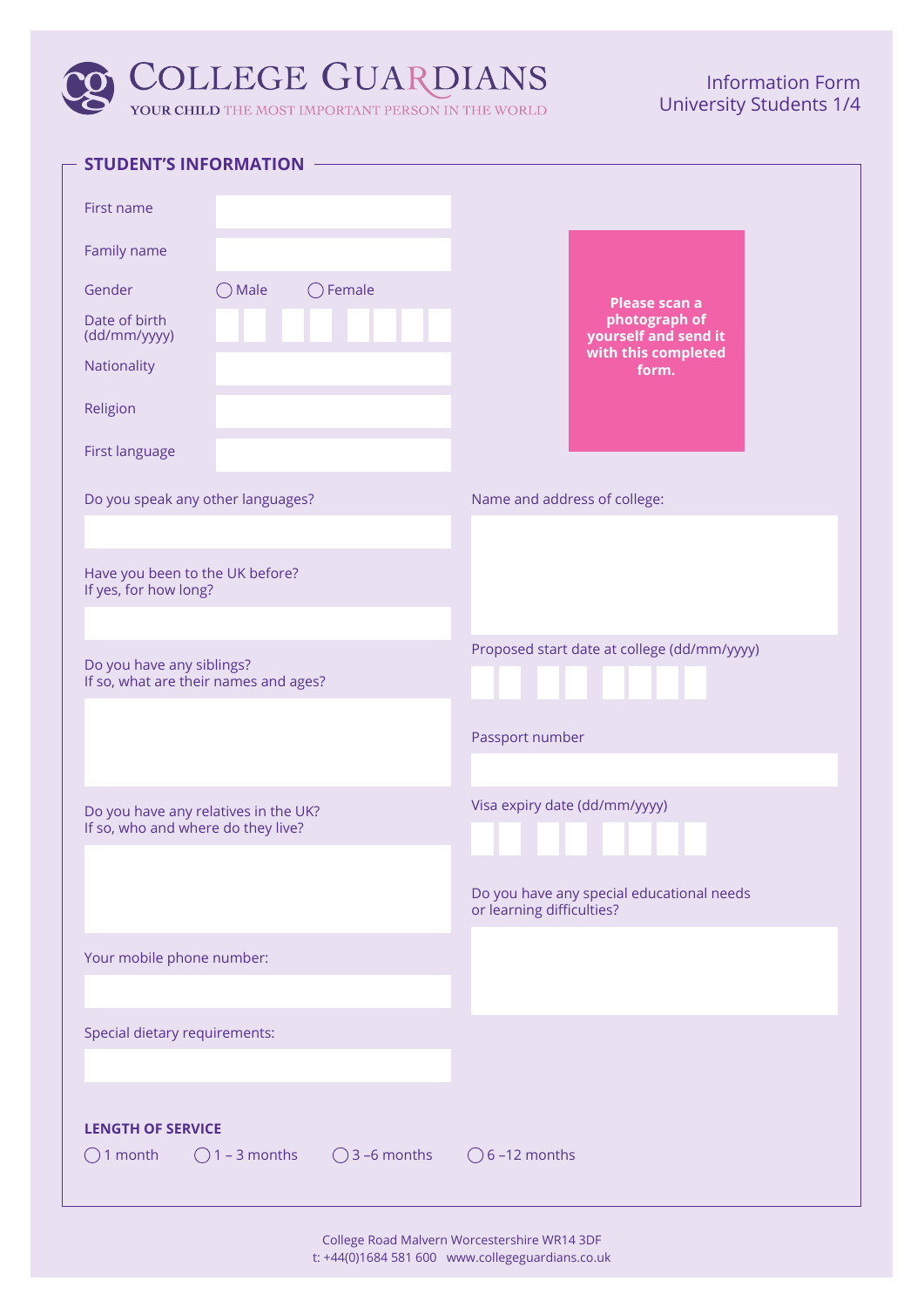# College Guardians

YOUR CHILD THE MOST IMPORTANT PERSON IN THE WORLD

Information Form
University Students 1/4

## STUDENT'S INFORMATION

First name

Family name

Gender ◯ Male ◯ Female

Date of birth (dd/mm/yyyy)

Nationality

Religion

First language

**Please scan a photograph of yourself and send it with this completed form.**

Do you speak any other languages?

Have you been to the UK before?
If yes, for how long?

Do you have any siblings?
If so, what are their names and ages?

Do you have any relatives in the UK?
If so, who and where do they live?

Your mobile phone number:

Special dietary requirements:

Name and address of college:

Proposed start date at college (dd/mm/yyyy)

Passport number

Visa expiry date (dd/mm/yyyy)

Do you have any special educational needs or learning difficulties?

**LENGTH OF SERVICE**

◯ 1 month ◯ 1 – 3 months ◯ 3 –6 months ◯ 6 –12 months

College Road Malvern Worcestershire WR14 3DF
t: +44(0)1684 581 600 www.collegeguardians.co.uk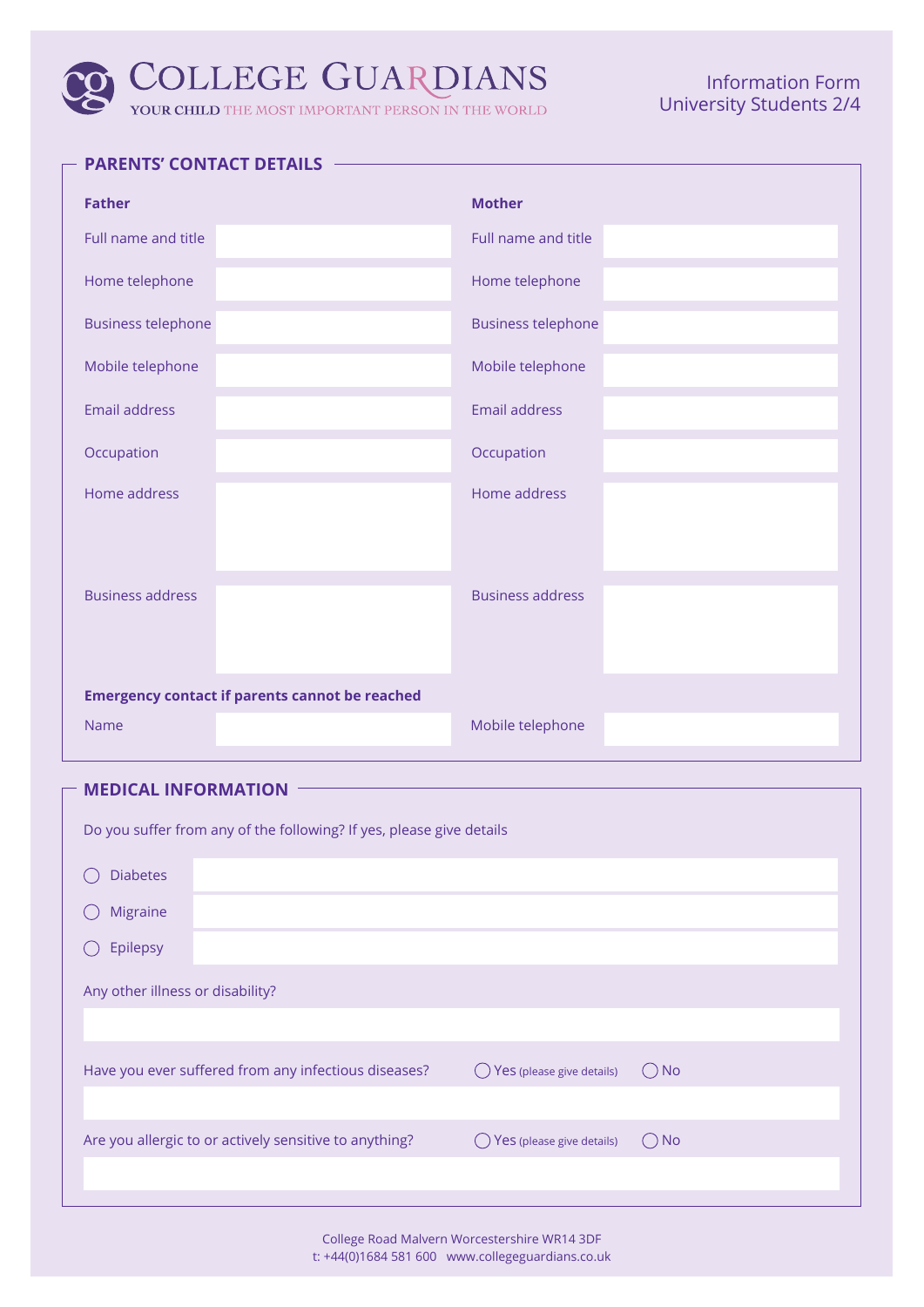# COLLEGE GUARDIANS

YOUR CHILD THE MOST IMPORTANT PERSON IN THE WORLD

Information Form
University Students 2/4

## PARENTS' CONTACT DETAILS

| **Father** | | **Mother** | |
|---|---|---|---|
| Full name and title | | Full name and title | |
| Home telephone | | Home telephone | |
| Business telephone | | Business telephone | |
| Mobile telephone | | Mobile telephone | |
| Email address | | Email address | |
| Occupation | | Occupation | |
| Home address | | Home address | |
| Business address | | Business address | |

**Emergency contact if parents cannot be reached**

| Name | | Mobile telephone | |
|---|---|---|---|

## MEDICAL INFORMATION

Do you suffer from any of the following? If yes, please give details

- ◯ Diabetes
- ◯ Migraine
- ◯ Epilepsy

Any other illness or disability?

Have you ever suffered from any infectious diseases? ◯ Yes (please give details) ◯ No

Are you allergic to or actively sensitive to anything? ◯ Yes (please give details) ◯ No

College Road Malvern Worcestershire WR14 3DF
t: +44(0)1684 581 600 www.collegeguardians.co.uk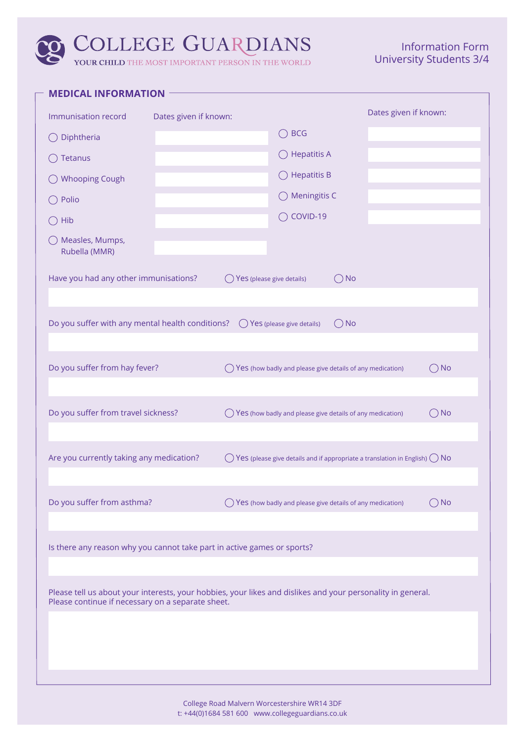# COLLEGE GUARDIANS

YOUR CHILD THE MOST IMPORTANT PERSON IN THE WORLD

Information Form
University Students 3/4

## MEDICAL INFORMATION

| Immunisation record | Dates given if known: | | Dates given if known: |
|---|---|---|---|
| ◯ Diphtheria | | ◯ BCG | |
| ◯ Tetanus | | ◯ Hepatitis A | |
| ◯ Whooping Cough | | ◯ Hepatitis B | |
| ◯ Polio | | ◯ Meningitis C | |
| ◯ Hib | | ◯ COVID-19 | |
| ◯ Measles, Mumps, Rubella (MMR) | | | |

Have you had any other immunisations? ◯ Yes (please give details) ◯ No

Do you suffer with any mental health conditions? ◯ Yes (please give details) ◯ No

Do you suffer from hay fever? ◯ Yes (how badly and please give details of any medication) ◯ No

Do you suffer from travel sickness? ◯ Yes (how badly and please give details of any medication) ◯ No

Are you currently taking any medication? ◯ Yes (please give details and if appropriate a translation in English) ◯ No

Do you suffer from asthma? ◯ Yes (how badly and please give details of any medication) ◯ No

Is there any reason why you cannot take part in active games or sports?

Please tell us about your interests, your hobbies, your likes and dislikes and your personality in general.
Please continue if necessary on a separate sheet.

College Road Malvern Worcestershire WR14 3DF
t: +44(0)1684 581 600 www.collegeguardians.co.uk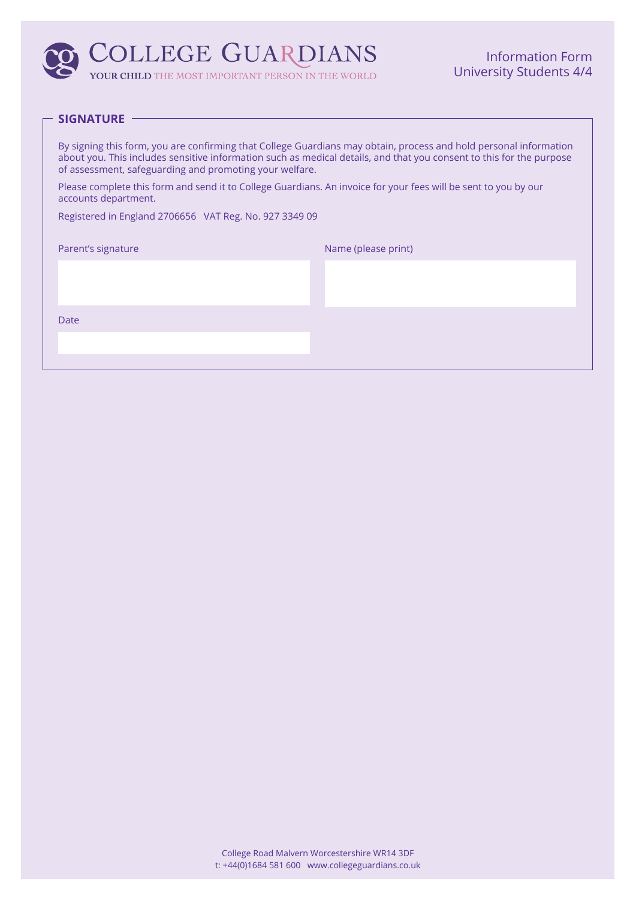## SIGNATURE

By signing this form, you are confirming that College Guardians may obtain, process and hold personal information about you. This includes sensitive information such as medical details, and that you consent to this for the purpose of assessment, safeguarding and promoting your welfare.

Please complete this form and send it to College Guardians. An invoice for your fees will be sent to you by our accounts department.

Registered in England 2706656   VAT Reg. No. 927 3349 09

Parent's signature

Name (please print)

Date

College Road Malvern Worcestershire WR14 3DF
t: +44(0)1684 581 600   www.collegeguardians.co.uk